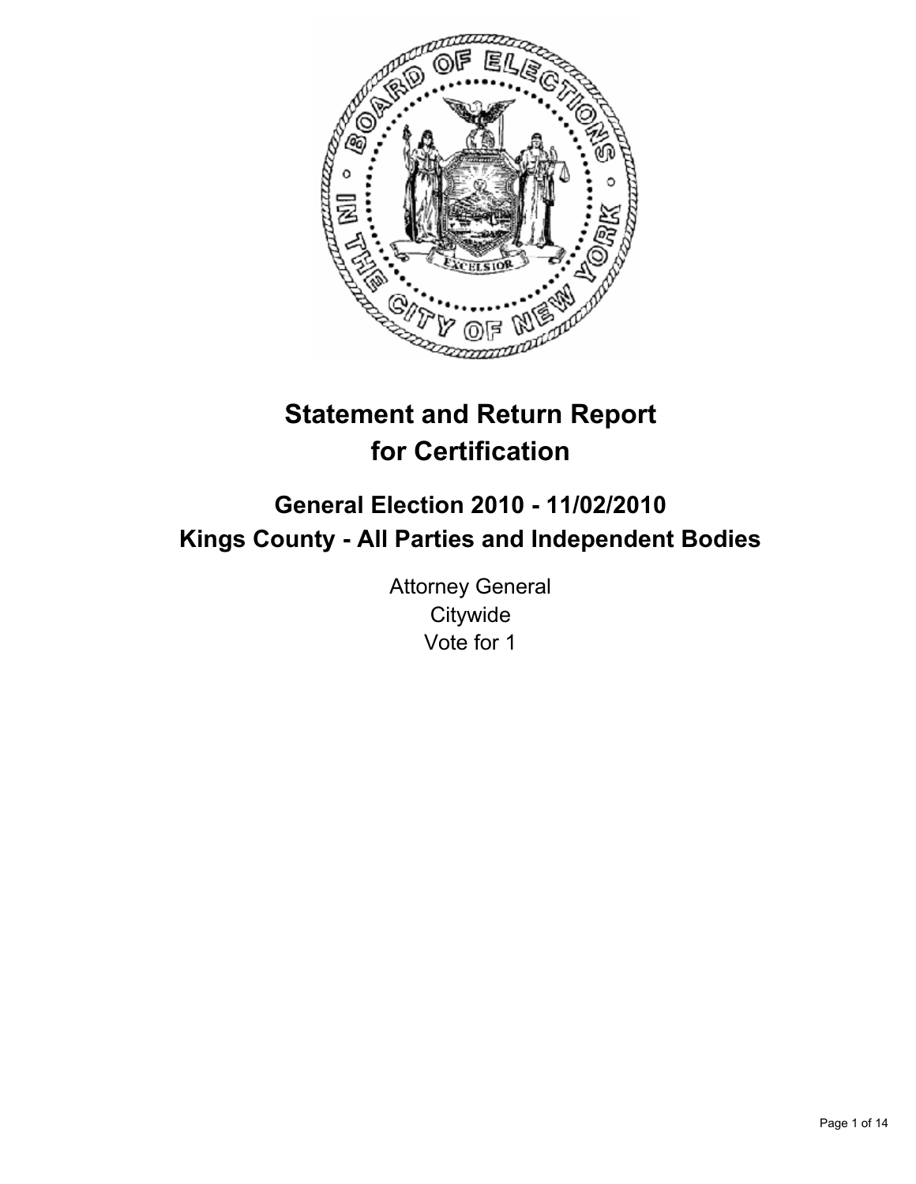# Statement and Return Report for Certification

## General Election 2010 - 11/02/2010
## Kings County - All Parties and Independent Bodies

Attorney General
Citywide
Vote for 1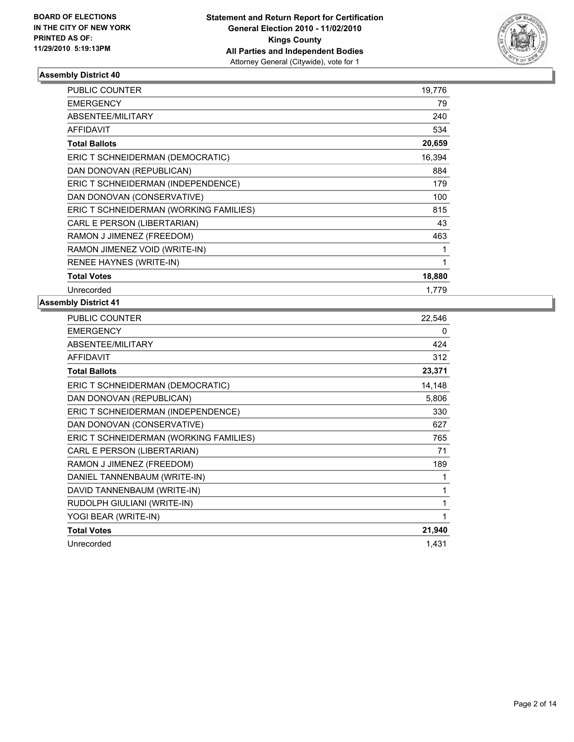**BOARD OF ELECTIONS IN THE CITY OF NEW YORK PRINTED AS OF: 11/29/2010 5:19:13PM**

**Statement and Return Report for Certification**
**General Election 2010 - 11/02/2010**
**Kings County**
**All Parties and Independent Bodies**
Attorney General (Citywide), vote for 1

### Assembly District 40

| | |
|---|---|
| PUBLIC COUNTER | 19,776 |
| EMERGENCY | 79 |
| ABSENTEE/MILITARY | 240 |
| AFFIDAVIT | 534 |
| **Total Ballots** | **20,659** |
| ERIC T SCHNEIDERMAN (DEMOCRATIC) | 16,394 |
| DAN DONOVAN (REPUBLICAN) | 884 |
| ERIC T SCHNEIDERMAN (INDEPENDENCE) | 179 |
| DAN DONOVAN (CONSERVATIVE) | 100 |
| ERIC T SCHNEIDERMAN (WORKING FAMILIES) | 815 |
| CARL E PERSON (LIBERTARIAN) | 43 |
| RAMON J JIMENEZ (FREEDOM) | 463 |
| RAMON JIMENEZ VOID (WRITE-IN) | 1 |
| RENEE HAYNES (WRITE-IN) | 1 |
| **Total Votes** | **18,880** |
| Unrecorded | 1,779 |

### Assembly District 41

| | |
|---|---|
| PUBLIC COUNTER | 22,546 |
| EMERGENCY | 0 |
| ABSENTEE/MILITARY | 424 |
| AFFIDAVIT | 312 |
| **Total Ballots** | **23,371** |
| ERIC T SCHNEIDERMAN (DEMOCRATIC) | 14,148 |
| DAN DONOVAN (REPUBLICAN) | 5,806 |
| ERIC T SCHNEIDERMAN (INDEPENDENCE) | 330 |
| DAN DONOVAN (CONSERVATIVE) | 627 |
| ERIC T SCHNEIDERMAN (WORKING FAMILIES) | 765 |
| CARL E PERSON (LIBERTARIAN) | 71 |
| RAMON J JIMENEZ (FREEDOM) | 189 |
| DANIEL TANNENBAUM (WRITE-IN) | 1 |
| DAVID TANNENBAUM (WRITE-IN) | 1 |
| RUDOLPH GIULIANI (WRITE-IN) | 1 |
| YOGI BEAR (WRITE-IN) | 1 |
| **Total Votes** | **21,940** |
| Unrecorded | 1,431 |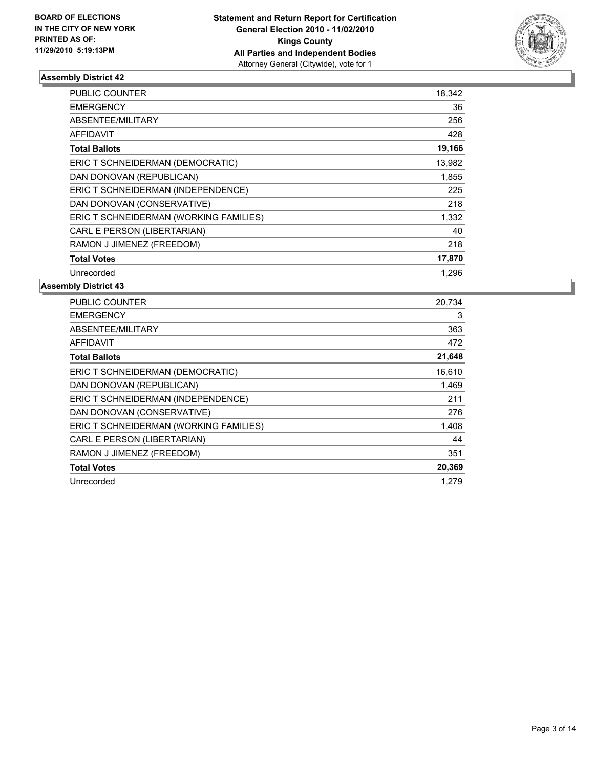BOARD OF ELECTIONS
IN THE CITY OF NEW YORK
PRINTED AS OF:
11/29/2010 5:19:13PM

**Statement and Return Report for Certification**
**General Election 2010 - 11/02/2010**
**Kings County**
**All Parties and Independent Bodies**
Attorney General (Citywide), vote for 1

## Assembly District 42

| | |
|---|---|
| PUBLIC COUNTER | 18,342 |
| EMERGENCY | 36 |
| ABSENTEE/MILITARY | 256 |
| AFFIDAVIT | 428 |
| **Total Ballots** | **19,166** |
| ERIC T SCHNEIDERMAN (DEMOCRATIC) | 13,982 |
| DAN DONOVAN (REPUBLICAN) | 1,855 |
| ERIC T SCHNEIDERMAN (INDEPENDENCE) | 225 |
| DAN DONOVAN (CONSERVATIVE) | 218 |
| ERIC T SCHNEIDERMAN (WORKING FAMILIES) | 1,332 |
| CARL E PERSON (LIBERTARIAN) | 40 |
| RAMON J JIMENEZ (FREEDOM) | 218 |
| **Total Votes** | **17,870** |
| Unrecorded | 1,296 |

## Assembly District 43

| | |
|---|---|
| PUBLIC COUNTER | 20,734 |
| EMERGENCY | 3 |
| ABSENTEE/MILITARY | 363 |
| AFFIDAVIT | 472 |
| **Total Ballots** | **21,648** |
| ERIC T SCHNEIDERMAN (DEMOCRATIC) | 16,610 |
| DAN DONOVAN (REPUBLICAN) | 1,469 |
| ERIC T SCHNEIDERMAN (INDEPENDENCE) | 211 |
| DAN DONOVAN (CONSERVATIVE) | 276 |
| ERIC T SCHNEIDERMAN (WORKING FAMILIES) | 1,408 |
| CARL E PERSON (LIBERTARIAN) | 44 |
| RAMON J JIMENEZ (FREEDOM) | 351 |
| **Total Votes** | **20,369** |
| Unrecorded | 1,279 |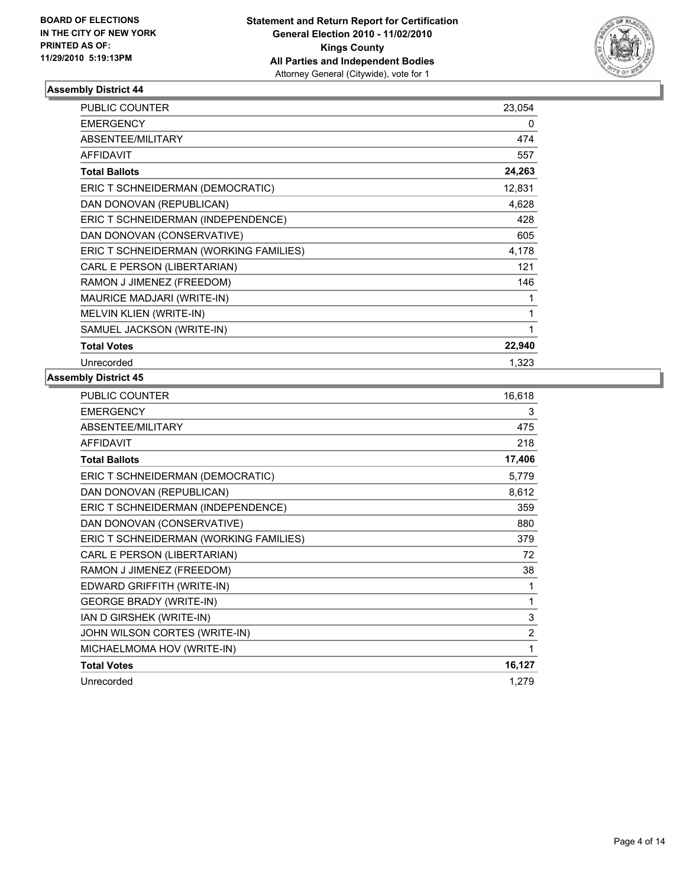BOARD OF ELECTIONS
IN THE CITY OF NEW YORK
PRINTED AS OF:
11/29/2010 5:19:13PM

**Statement and Return Report for Certification**
**General Election 2010 - 11/02/2010**
**Kings County**
**All Parties and Independent Bodies**
Attorney General (Citywide), vote for 1

### Assembly District 44

| | |
|---|---|
| PUBLIC COUNTER | 23,054 |
| EMERGENCY | 0 |
| ABSENTEE/MILITARY | 474 |
| AFFIDAVIT | 557 |
| **Total Ballots** | **24,263** |
| ERIC T SCHNEIDERMAN (DEMOCRATIC) | 12,831 |
| DAN DONOVAN (REPUBLICAN) | 4,628 |
| ERIC T SCHNEIDERMAN (INDEPENDENCE) | 428 |
| DAN DONOVAN (CONSERVATIVE) | 605 |
| ERIC T SCHNEIDERMAN (WORKING FAMILIES) | 4,178 |
| CARL E PERSON (LIBERTARIAN) | 121 |
| RAMON J JIMENEZ (FREEDOM) | 146 |
| MAURICE MADJARI (WRITE-IN) | 1 |
| MELVIN KLIEN (WRITE-IN) | 1 |
| SAMUEL JACKSON (WRITE-IN) | 1 |
| **Total Votes** | **22,940** |
| Unrecorded | 1,323 |

### Assembly District 45

| | |
|---|---|
| PUBLIC COUNTER | 16,618 |
| EMERGENCY | 3 |
| ABSENTEE/MILITARY | 475 |
| AFFIDAVIT | 218 |
| **Total Ballots** | **17,406** |
| ERIC T SCHNEIDERMAN (DEMOCRATIC) | 5,779 |
| DAN DONOVAN (REPUBLICAN) | 8,612 |
| ERIC T SCHNEIDERMAN (INDEPENDENCE) | 359 |
| DAN DONOVAN (CONSERVATIVE) | 880 |
| ERIC T SCHNEIDERMAN (WORKING FAMILIES) | 379 |
| CARL E PERSON (LIBERTARIAN) | 72 |
| RAMON J JIMENEZ (FREEDOM) | 38 |
| EDWARD GRIFFITH (WRITE-IN) | 1 |
| GEORGE BRADY (WRITE-IN) | 1 |
| IAN D GIRSHEK (WRITE-IN) | 3 |
| JOHN WILSON CORTES (WRITE-IN) | 2 |
| MICHAELMOMA HOV (WRITE-IN) | 1 |
| **Total Votes** | **16,127** |
| Unrecorded | 1,279 |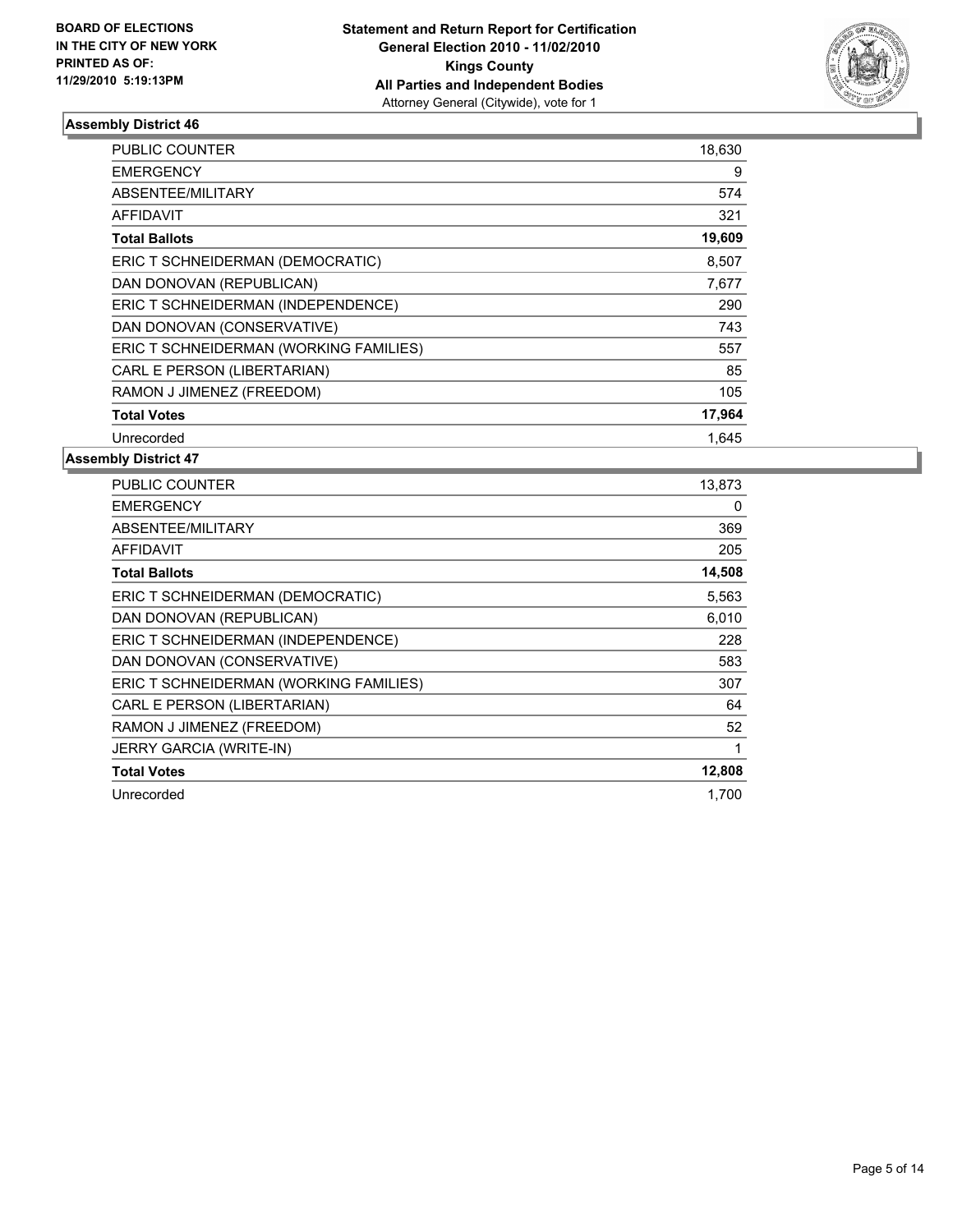**BOARD OF ELECTIONS IN THE CITY OF NEW YORK PRINTED AS OF: 11/29/2010 5:19:13PM**

**Statement and Return Report for Certification**
**General Election 2010 - 11/02/2010**
**Kings County**
**All Parties and Independent Bodies**
Attorney General (Citywide), vote for 1

### Assembly District 46

| | |
|---|---|
| PUBLIC COUNTER | 18,630 |
| EMERGENCY | 9 |
| ABSENTEE/MILITARY | 574 |
| AFFIDAVIT | 321 |
| **Total Ballots** | **19,609** |
| ERIC T SCHNEIDERMAN (DEMOCRATIC) | 8,507 |
| DAN DONOVAN (REPUBLICAN) | 7,677 |
| ERIC T SCHNEIDERMAN (INDEPENDENCE) | 290 |
| DAN DONOVAN (CONSERVATIVE) | 743 |
| ERIC T SCHNEIDERMAN (WORKING FAMILIES) | 557 |
| CARL E PERSON (LIBERTARIAN) | 85 |
| RAMON J JIMENEZ (FREEDOM) | 105 |
| **Total Votes** | **17,964** |
| Unrecorded | 1,645 |

### Assembly District 47

| | |
|---|---|
| PUBLIC COUNTER | 13,873 |
| EMERGENCY | 0 |
| ABSENTEE/MILITARY | 369 |
| AFFIDAVIT | 205 |
| **Total Ballots** | **14,508** |
| ERIC T SCHNEIDERMAN (DEMOCRATIC) | 5,563 |
| DAN DONOVAN (REPUBLICAN) | 6,010 |
| ERIC T SCHNEIDERMAN (INDEPENDENCE) | 228 |
| DAN DONOVAN (CONSERVATIVE) | 583 |
| ERIC T SCHNEIDERMAN (WORKING FAMILIES) | 307 |
| CARL E PERSON (LIBERTARIAN) | 64 |
| RAMON J JIMENEZ (FREEDOM) | 52 |
| JERRY GARCIA (WRITE-IN) | 1 |
| **Total Votes** | **12,808** |
| Unrecorded | 1,700 |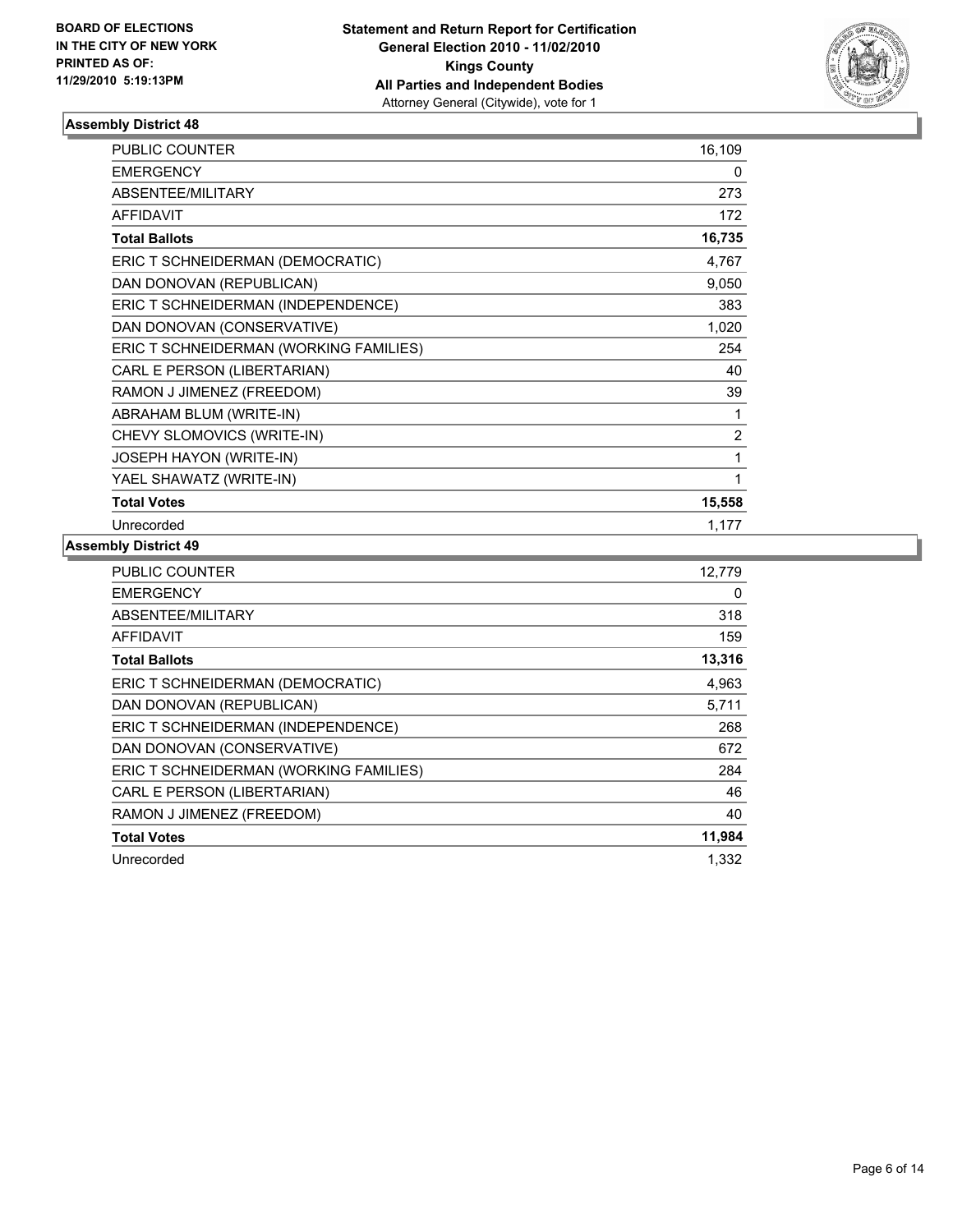**BOARD OF ELECTIONS IN THE CITY OF NEW YORK PRINTED AS OF: 11/29/2010 5:19:13PM**

**Statement and Return Report for Certification General Election 2010 - 11/02/2010 Kings County All Parties and Independent Bodies**
Attorney General (Citywide), vote for 1

### Assembly District 48

| | |
|---|---|
| PUBLIC COUNTER | 16,109 |
| EMERGENCY | 0 |
| ABSENTEE/MILITARY | 273 |
| AFFIDAVIT | 172 |
| **Total Ballots** | **16,735** |
| ERIC T SCHNEIDERMAN (DEMOCRATIC) | 4,767 |
| DAN DONOVAN (REPUBLICAN) | 9,050 |
| ERIC T SCHNEIDERMAN (INDEPENDENCE) | 383 |
| DAN DONOVAN (CONSERVATIVE) | 1,020 |
| ERIC T SCHNEIDERMAN (WORKING FAMILIES) | 254 |
| CARL E PERSON (LIBERTARIAN) | 40 |
| RAMON J JIMENEZ (FREEDOM) | 39 |
| ABRAHAM BLUM (WRITE-IN) | 1 |
| CHEVY SLOMOVICS (WRITE-IN) | 2 |
| JOSEPH HAYON (WRITE-IN) | 1 |
| YAEL SHAWATZ (WRITE-IN) | 1 |
| **Total Votes** | **15,558** |
| Unrecorded | 1,177 |

### Assembly District 49

| | |
|---|---|
| PUBLIC COUNTER | 12,779 |
| EMERGENCY | 0 |
| ABSENTEE/MILITARY | 318 |
| AFFIDAVIT | 159 |
| **Total Ballots** | **13,316** |
| ERIC T SCHNEIDERMAN (DEMOCRATIC) | 4,963 |
| DAN DONOVAN (REPUBLICAN) | 5,711 |
| ERIC T SCHNEIDERMAN (INDEPENDENCE) | 268 |
| DAN DONOVAN (CONSERVATIVE) | 672 |
| ERIC T SCHNEIDERMAN (WORKING FAMILIES) | 284 |
| CARL E PERSON (LIBERTARIAN) | 46 |
| RAMON J JIMENEZ (FREEDOM) | 40 |
| **Total Votes** | **11,984** |
| Unrecorded | 1,332 |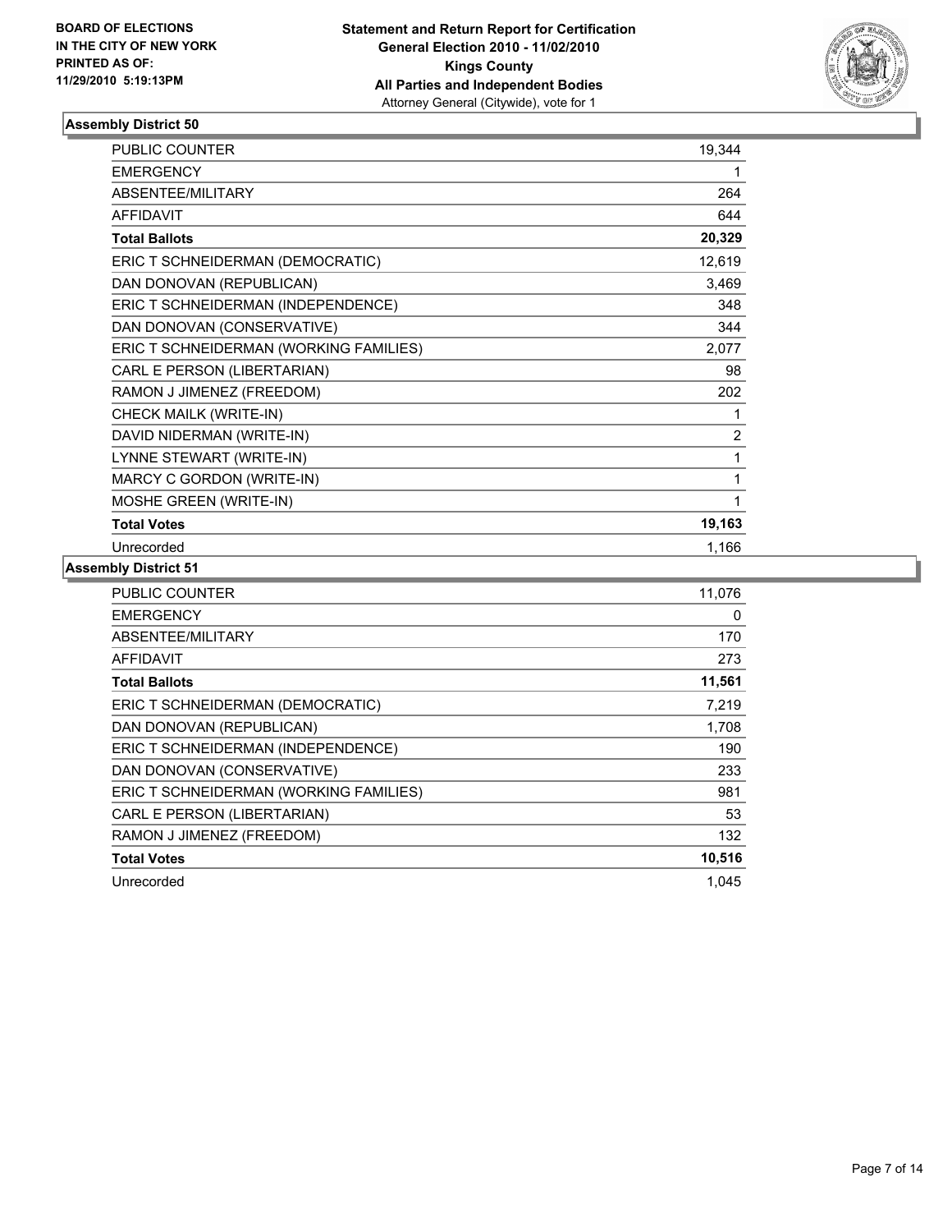**BOARD OF ELECTIONS IN THE CITY OF NEW YORK PRINTED AS OF: 11/29/2010 5:19:13PM**

**Statement and Return Report for Certification General Election 2010 - 11/02/2010 Kings County All Parties and Independent Bodies**
Attorney General (Citywide), vote for 1

### Assembly District 50

| | |
|---|---|
| PUBLIC COUNTER | 19,344 |
| EMERGENCY | 1 |
| ABSENTEE/MILITARY | 264 |
| AFFIDAVIT | 644 |
| **Total Ballots** | **20,329** |
| ERIC T SCHNEIDERMAN (DEMOCRATIC) | 12,619 |
| DAN DONOVAN (REPUBLICAN) | 3,469 |
| ERIC T SCHNEIDERMAN (INDEPENDENCE) | 348 |
| DAN DONOVAN (CONSERVATIVE) | 344 |
| ERIC T SCHNEIDERMAN (WORKING FAMILIES) | 2,077 |
| CARL E PERSON (LIBERTARIAN) | 98 |
| RAMON J JIMENEZ (FREEDOM) | 202 |
| CHECK MAILK (WRITE-IN) | 1 |
| DAVID NIDERMAN (WRITE-IN) | 2 |
| LYNNE STEWART (WRITE-IN) | 1 |
| MARCY C GORDON (WRITE-IN) | 1 |
| MOSHE GREEN (WRITE-IN) | 1 |
| **Total Votes** | **19,163** |
| Unrecorded | 1,166 |

### Assembly District 51

| | |
|---|---|
| PUBLIC COUNTER | 11,076 |
| EMERGENCY | 0 |
| ABSENTEE/MILITARY | 170 |
| AFFIDAVIT | 273 |
| **Total Ballots** | **11,561** |
| ERIC T SCHNEIDERMAN (DEMOCRATIC) | 7,219 |
| DAN DONOVAN (REPUBLICAN) | 1,708 |
| ERIC T SCHNEIDERMAN (INDEPENDENCE) | 190 |
| DAN DONOVAN (CONSERVATIVE) | 233 |
| ERIC T SCHNEIDERMAN (WORKING FAMILIES) | 981 |
| CARL E PERSON (LIBERTARIAN) | 53 |
| RAMON J JIMENEZ (FREEDOM) | 132 |
| **Total Votes** | **10,516** |
| Unrecorded | 1,045 |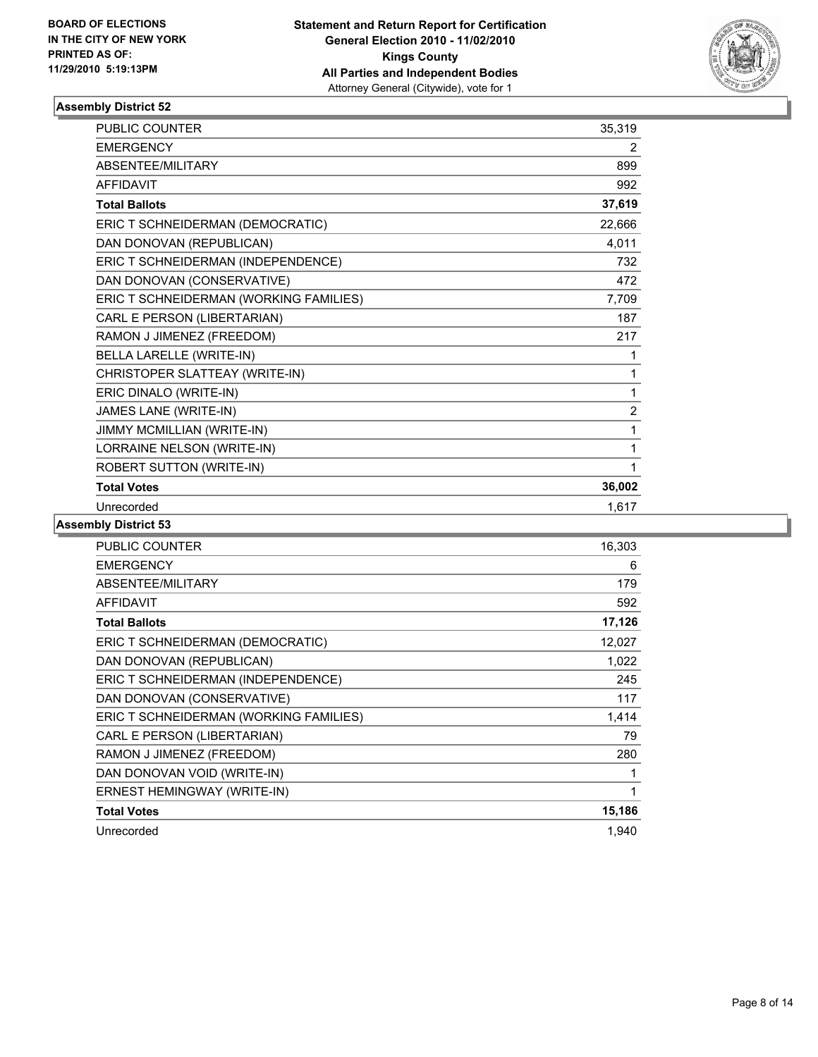**BOARD OF ELECTIONS IN THE CITY OF NEW YORK PRINTED AS OF: 11/29/2010 5:19:13PM**

**Statement and Return Report for Certification General Election 2010 - 11/02/2010 Kings County All Parties and Independent Bodies**

Attorney General (Citywide), vote for 1

### Assembly District 52

| | |
|---|---|
| PUBLIC COUNTER | 35,319 |
| EMERGENCY | 2 |
| ABSENTEE/MILITARY | 899 |
| AFFIDAVIT | 992 |
| **Total Ballots** | **37,619** |
| ERIC T SCHNEIDERMAN (DEMOCRATIC) | 22,666 |
| DAN DONOVAN (REPUBLICAN) | 4,011 |
| ERIC T SCHNEIDERMAN (INDEPENDENCE) | 732 |
| DAN DONOVAN (CONSERVATIVE) | 472 |
| ERIC T SCHNEIDERMAN (WORKING FAMILIES) | 7,709 |
| CARL E PERSON (LIBERTARIAN) | 187 |
| RAMON J JIMENEZ (FREEDOM) | 217 |
| BELLA LARELLE (WRITE-IN) | 1 |
| CHRISTOPER SLATTEAY (WRITE-IN) | 1 |
| ERIC DINALO (WRITE-IN) | 1 |
| JAMES LANE (WRITE-IN) | 2 |
| JIMMY MCMILLIAN (WRITE-IN) | 1 |
| LORRAINE NELSON (WRITE-IN) | 1 |
| ROBERT SUTTON (WRITE-IN) | 1 |
| **Total Votes** | **36,002** |
| Unrecorded | 1,617 |

### Assembly District 53

| | |
|---|---|
| PUBLIC COUNTER | 16,303 |
| EMERGENCY | 6 |
| ABSENTEE/MILITARY | 179 |
| AFFIDAVIT | 592 |
| **Total Ballots** | **17,126** |
| ERIC T SCHNEIDERMAN (DEMOCRATIC) | 12,027 |
| DAN DONOVAN (REPUBLICAN) | 1,022 |
| ERIC T SCHNEIDERMAN (INDEPENDENCE) | 245 |
| DAN DONOVAN (CONSERVATIVE) | 117 |
| ERIC T SCHNEIDERMAN (WORKING FAMILIES) | 1,414 |
| CARL E PERSON (LIBERTARIAN) | 79 |
| RAMON J JIMENEZ (FREEDOM) | 280 |
| DAN DONOVAN VOID (WRITE-IN) | 1 |
| ERNEST HEMINGWAY (WRITE-IN) | 1 |
| **Total Votes** | **15,186** |
| Unrecorded | 1,940 |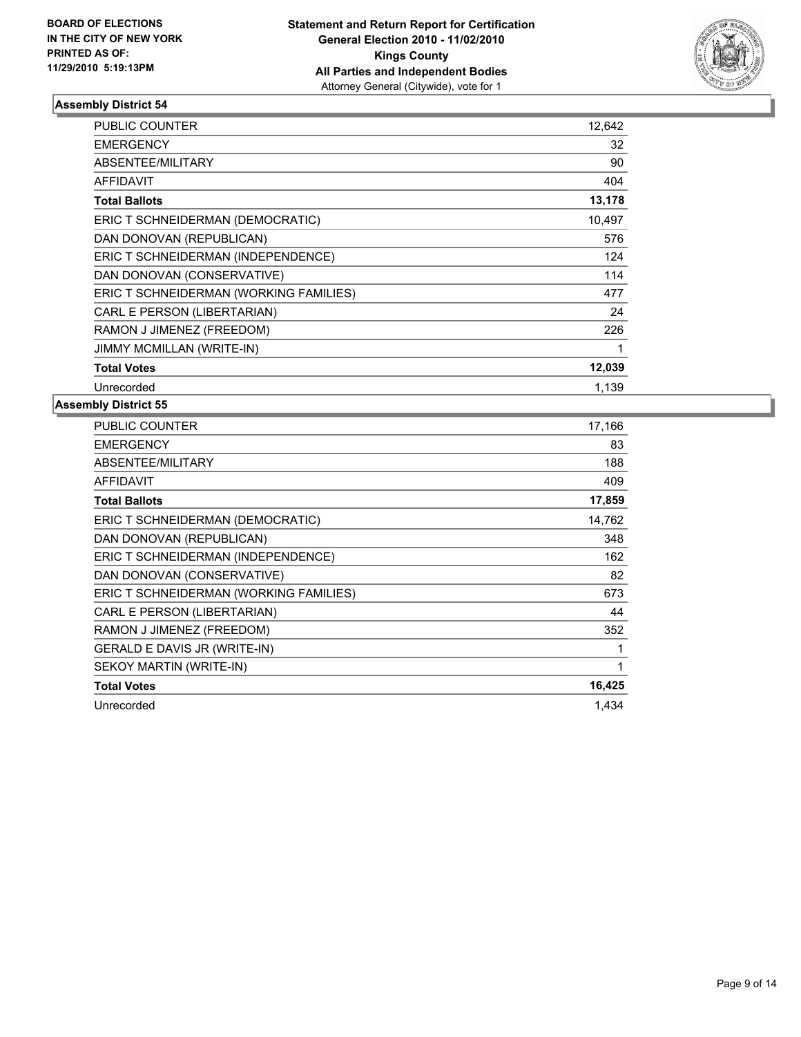**BOARD OF ELECTIONS IN THE CITY OF NEW YORK PRINTED AS OF: 11/29/2010 5:19:13PM**

**Statement and Return Report for Certification General Election 2010 - 11/02/2010 Kings County All Parties and Independent Bodies**
Attorney General (Citywide), vote for 1

### Assembly District 54

| | |
|---|---|
| PUBLIC COUNTER | 12,642 |
| EMERGENCY | 32 |
| ABSENTEE/MILITARY | 90 |
| AFFIDAVIT | 404 |
| **Total Ballots** | **13,178** |
| ERIC T SCHNEIDERMAN (DEMOCRATIC) | 10,497 |
| DAN DONOVAN (REPUBLICAN) | 576 |
| ERIC T SCHNEIDERMAN (INDEPENDENCE) | 124 |
| DAN DONOVAN (CONSERVATIVE) | 114 |
| ERIC T SCHNEIDERMAN (WORKING FAMILIES) | 477 |
| CARL E PERSON (LIBERTARIAN) | 24 |
| RAMON J JIMENEZ (FREEDOM) | 226 |
| JIMMY MCMILLAN (WRITE-IN) | 1 |
| **Total Votes** | **12,039** |
| Unrecorded | 1,139 |

### Assembly District 55

| | |
|---|---|
| PUBLIC COUNTER | 17,166 |
| EMERGENCY | 83 |
| ABSENTEE/MILITARY | 188 |
| AFFIDAVIT | 409 |
| **Total Ballots** | **17,859** |
| ERIC T SCHNEIDERMAN (DEMOCRATIC) | 14,762 |
| DAN DONOVAN (REPUBLICAN) | 348 |
| ERIC T SCHNEIDERMAN (INDEPENDENCE) | 162 |
| DAN DONOVAN (CONSERVATIVE) | 82 |
| ERIC T SCHNEIDERMAN (WORKING FAMILIES) | 673 |
| CARL E PERSON (LIBERTARIAN) | 44 |
| RAMON J JIMENEZ (FREEDOM) | 352 |
| GERALD E DAVIS JR (WRITE-IN) | 1 |
| SEKOY MARTIN (WRITE-IN) | 1 |
| **Total Votes** | **16,425** |
| Unrecorded | 1,434 |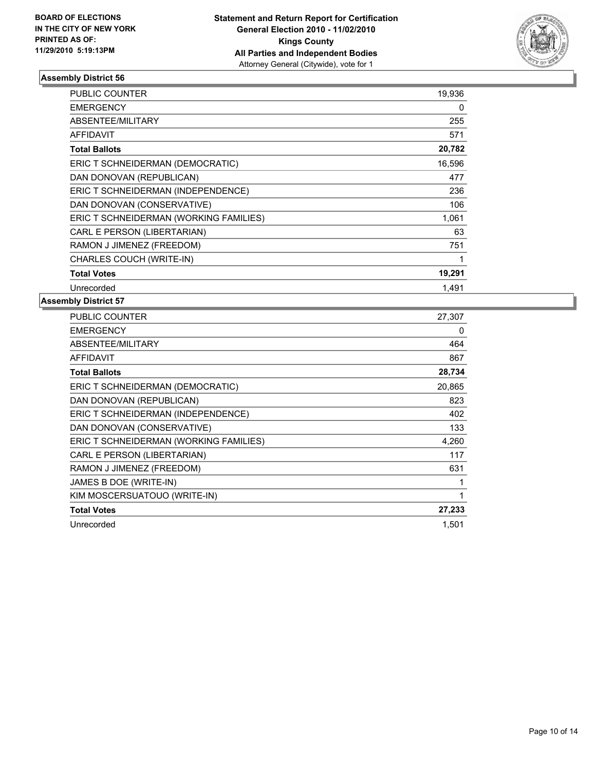**BOARD OF ELECTIONS IN THE CITY OF NEW YORK PRINTED AS OF: 11/29/2010 5:19:13PM**

**Statement and Return Report for Certification**
**General Election 2010 - 11/02/2010**
**Kings County**
**All Parties and Independent Bodies**
Attorney General (Citywide), vote for 1

### Assembly District 56

| | |
|---|---|
| PUBLIC COUNTER | 19,936 |
| EMERGENCY | 0 |
| ABSENTEE/MILITARY | 255 |
| AFFIDAVIT | 571 |
| **Total Ballots** | **20,782** |
| ERIC T SCHNEIDERMAN (DEMOCRATIC) | 16,596 |
| DAN DONOVAN (REPUBLICAN) | 477 |
| ERIC T SCHNEIDERMAN (INDEPENDENCE) | 236 |
| DAN DONOVAN (CONSERVATIVE) | 106 |
| ERIC T SCHNEIDERMAN (WORKING FAMILIES) | 1,061 |
| CARL E PERSON (LIBERTARIAN) | 63 |
| RAMON J JIMENEZ (FREEDOM) | 751 |
| CHARLES COUCH (WRITE-IN) | 1 |
| **Total Votes** | **19,291** |
| Unrecorded | 1,491 |

### Assembly District 57

| | |
|---|---|
| PUBLIC COUNTER | 27,307 |
| EMERGENCY | 0 |
| ABSENTEE/MILITARY | 464 |
| AFFIDAVIT | 867 |
| **Total Ballots** | **28,734** |
| ERIC T SCHNEIDERMAN (DEMOCRATIC) | 20,865 |
| DAN DONOVAN (REPUBLICAN) | 823 |
| ERIC T SCHNEIDERMAN (INDEPENDENCE) | 402 |
| DAN DONOVAN (CONSERVATIVE) | 133 |
| ERIC T SCHNEIDERMAN (WORKING FAMILIES) | 4,260 |
| CARL E PERSON (LIBERTARIAN) | 117 |
| RAMON J JIMENEZ (FREEDOM) | 631 |
| JAMES B DOE (WRITE-IN) | 1 |
| KIM MOSCERSUATOUO (WRITE-IN) | 1 |
| **Total Votes** | **27,233** |
| Unrecorded | 1,501 |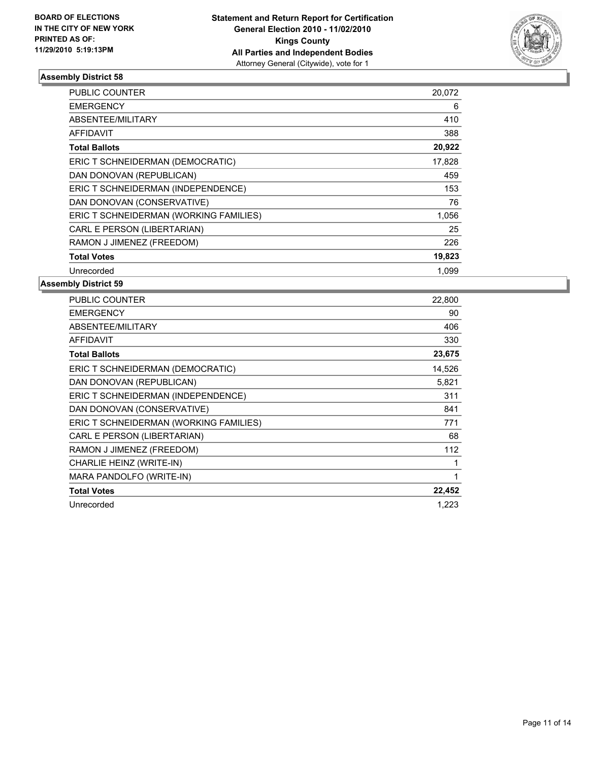BOARD OF ELECTIONS
IN THE CITY OF NEW YORK
PRINTED AS OF:
11/29/2010 5:19:13PM

**Statement and Return Report for Certification**
**General Election 2010 - 11/02/2010**
**Kings County**
**All Parties and Independent Bodies**
Attorney General (Citywide), vote for 1

### Assembly District 58

| | |
|---|---|
| PUBLIC COUNTER | 20,072 |
| EMERGENCY | 6 |
| ABSENTEE/MILITARY | 410 |
| AFFIDAVIT | 388 |
| **Total Ballots** | **20,922** |
| ERIC T SCHNEIDERMAN (DEMOCRATIC) | 17,828 |
| DAN DONOVAN (REPUBLICAN) | 459 |
| ERIC T SCHNEIDERMAN (INDEPENDENCE) | 153 |
| DAN DONOVAN (CONSERVATIVE) | 76 |
| ERIC T SCHNEIDERMAN (WORKING FAMILIES) | 1,056 |
| CARL E PERSON (LIBERTARIAN) | 25 |
| RAMON J JIMENEZ (FREEDOM) | 226 |
| **Total Votes** | **19,823** |
| Unrecorded | 1,099 |

### Assembly District 59

| | |
|---|---|
| PUBLIC COUNTER | 22,800 |
| EMERGENCY | 90 |
| ABSENTEE/MILITARY | 406 |
| AFFIDAVIT | 330 |
| **Total Ballots** | **23,675** |
| ERIC T SCHNEIDERMAN (DEMOCRATIC) | 14,526 |
| DAN DONOVAN (REPUBLICAN) | 5,821 |
| ERIC T SCHNEIDERMAN (INDEPENDENCE) | 311 |
| DAN DONOVAN (CONSERVATIVE) | 841 |
| ERIC T SCHNEIDERMAN (WORKING FAMILIES) | 771 |
| CARL E PERSON (LIBERTARIAN) | 68 |
| RAMON J JIMENEZ (FREEDOM) | 112 |
| CHARLIE HEINZ (WRITE-IN) | 1 |
| MARA PANDOLFO (WRITE-IN) | 1 |
| **Total Votes** | **22,452** |
| Unrecorded | 1,223 |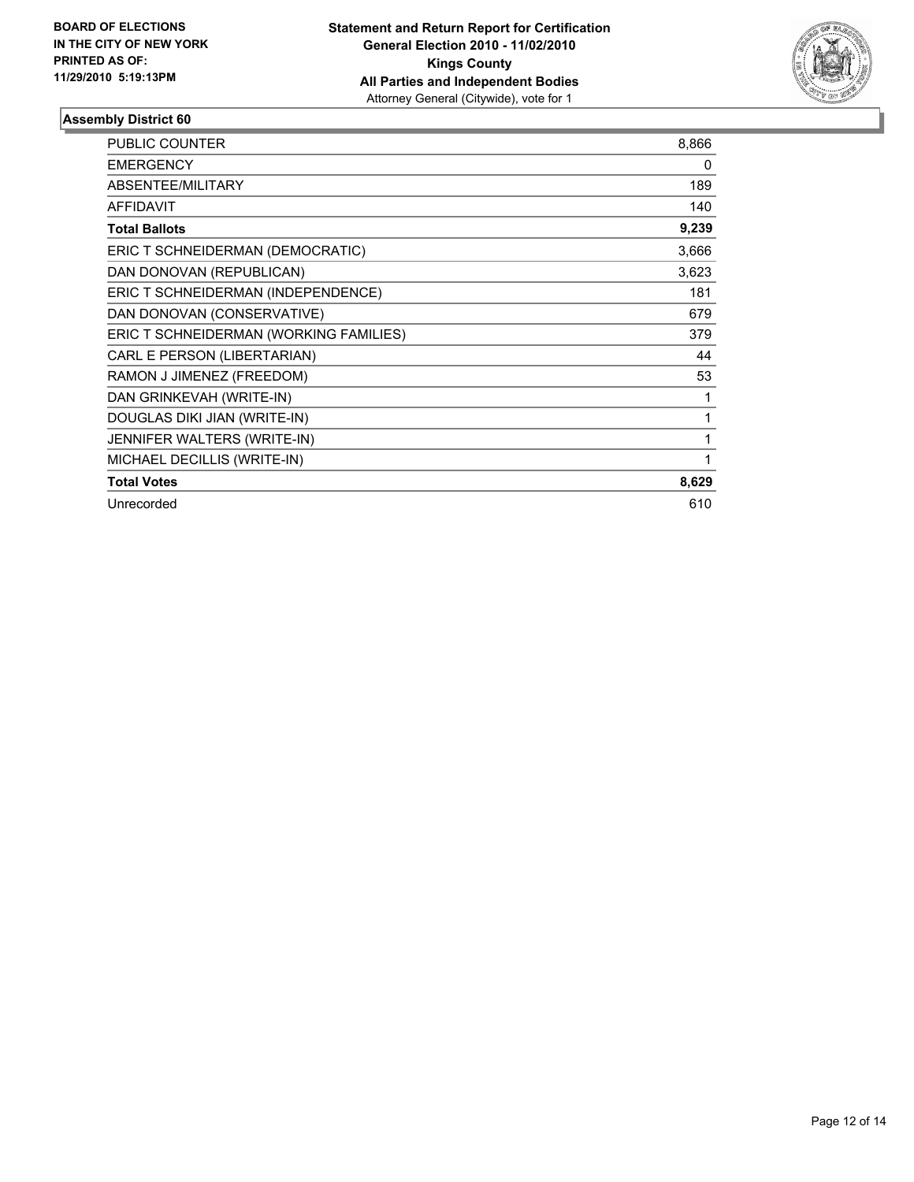**BOARD OF ELECTIONS IN THE CITY OF NEW YORK PRINTED AS OF: 11/29/2010 5:19:13PM**

**Statement and Return Report for Certification General Election 2010 - 11/02/2010 Kings County All Parties and Independent Bodies**
Attorney General (Citywide), vote for 1

### Assembly District 60

| | |
|---|---|
| PUBLIC COUNTER | 8,866 |
| EMERGENCY | 0 |
| ABSENTEE/MILITARY | 189 |
| AFFIDAVIT | 140 |
| **Total Ballots** | **9,239** |
| ERIC T SCHNEIDERMAN (DEMOCRATIC) | 3,666 |
| DAN DONOVAN (REPUBLICAN) | 3,623 |
| ERIC T SCHNEIDERMAN (INDEPENDENCE) | 181 |
| DAN DONOVAN (CONSERVATIVE) | 679 |
| ERIC T SCHNEIDERMAN (WORKING FAMILIES) | 379 |
| CARL E PERSON (LIBERTARIAN) | 44 |
| RAMON J JIMENEZ (FREEDOM) | 53 |
| DAN GRINKEVAH (WRITE-IN) | 1 |
| DOUGLAS DIKI JIAN (WRITE-IN) | 1 |
| JENNIFER WALTERS (WRITE-IN) | 1 |
| MICHAEL DECILLIS (WRITE-IN) | 1 |
| **Total Votes** | **8,629** |
| Unrecorded | 610 |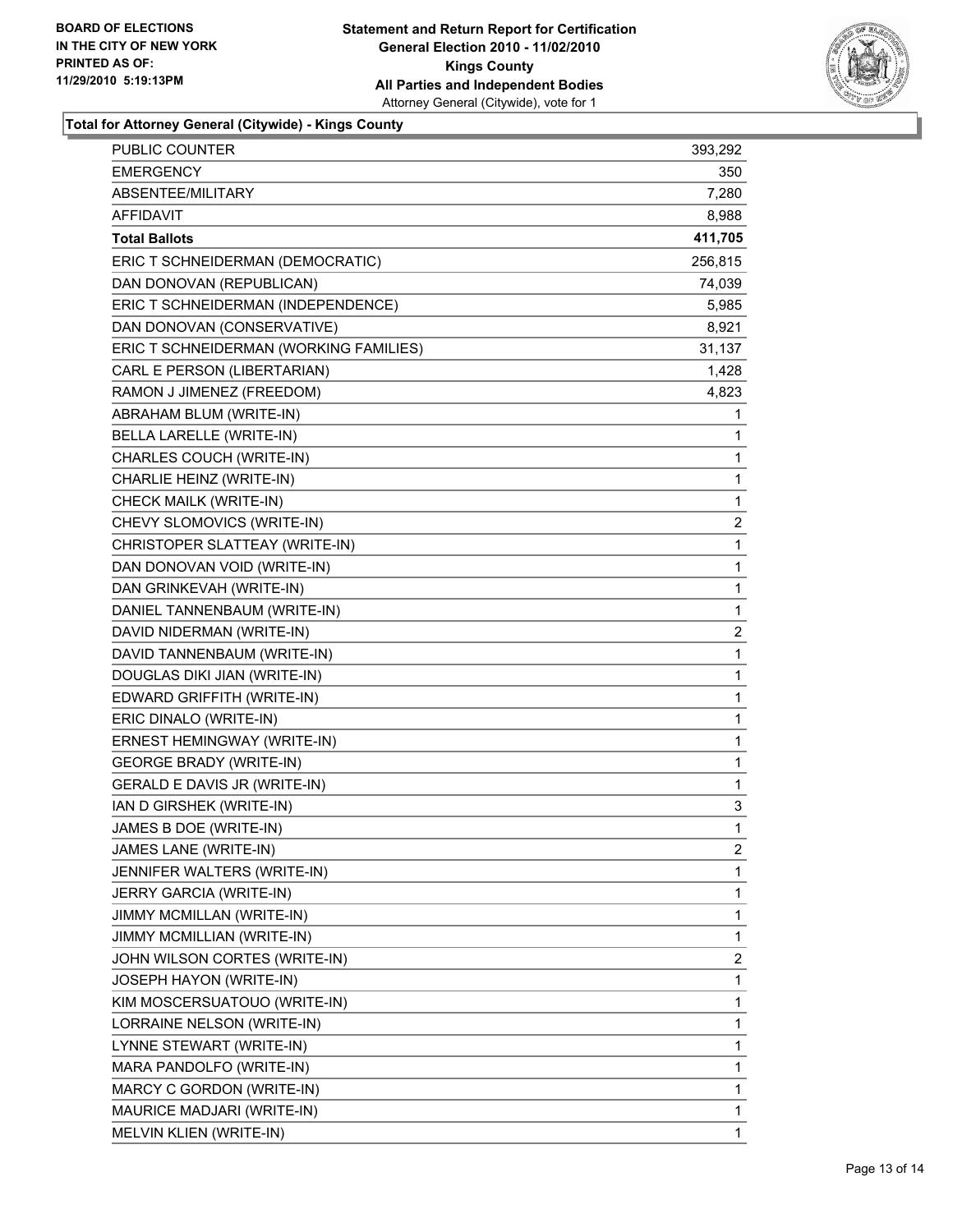BOARD OF ELECTIONS
IN THE CITY OF NEW YORK
PRINTED AS OF:
11/29/2010 5:19:13PM

**Statement and Return Report for Certification**
**General Election 2010 - 11/02/2010**
**Kings County**
**All Parties and Independent Bodies**
Attorney General (Citywide), vote for 1

**Total for Attorney General (Citywide) - Kings County**

| | |
|---|---|
| PUBLIC COUNTER | 393,292 |
| EMERGENCY | 350 |
| ABSENTEE/MILITARY | 7,280 |
| AFFIDAVIT | 8,988 |
| **Total Ballots** | **411,705** |
| ERIC T SCHNEIDERMAN (DEMOCRATIC) | 256,815 |
| DAN DONOVAN (REPUBLICAN) | 74,039 |
| ERIC T SCHNEIDERMAN (INDEPENDENCE) | 5,985 |
| DAN DONOVAN (CONSERVATIVE) | 8,921 |
| ERIC T SCHNEIDERMAN (WORKING FAMILIES) | 31,137 |
| CARL E PERSON (LIBERTARIAN) | 1,428 |
| RAMON J JIMENEZ (FREEDOM) | 4,823 |
| ABRAHAM BLUM (WRITE-IN) | 1 |
| BELLA LARELLE (WRITE-IN) | 1 |
| CHARLES COUCH (WRITE-IN) | 1 |
| CHARLIE HEINZ (WRITE-IN) | 1 |
| CHECK MAILK (WRITE-IN) | 1 |
| CHEVY SLOMOVICS (WRITE-IN) | 2 |
| CHRISTOPER SLATTEAY (WRITE-IN) | 1 |
| DAN DONOVAN VOID (WRITE-IN) | 1 |
| DAN GRINKEVAH (WRITE-IN) | 1 |
| DANIEL TANNENBAUM (WRITE-IN) | 1 |
| DAVID NIDERMAN (WRITE-IN) | 2 |
| DAVID TANNENBAUM (WRITE-IN) | 1 |
| DOUGLAS DIKI JIAN (WRITE-IN) | 1 |
| EDWARD GRIFFITH (WRITE-IN) | 1 |
| ERIC DINALO (WRITE-IN) | 1 |
| ERNEST HEMINGWAY (WRITE-IN) | 1 |
| GEORGE BRADY (WRITE-IN) | 1 |
| GERALD E DAVIS JR (WRITE-IN) | 1 |
| IAN D GIRSHEK (WRITE-IN) | 3 |
| JAMES B DOE (WRITE-IN) | 1 |
| JAMES LANE (WRITE-IN) | 2 |
| JENNIFER WALTERS (WRITE-IN) | 1 |
| JERRY GARCIA (WRITE-IN) | 1 |
| JIMMY MCMILLAN (WRITE-IN) | 1 |
| JIMMY MCMILLIAN (WRITE-IN) | 1 |
| JOHN WILSON CORTES (WRITE-IN) | 2 |
| JOSEPH HAYON (WRITE-IN) | 1 |
| KIM MOSCERSUATOUO (WRITE-IN) | 1 |
| LORRAINE NELSON (WRITE-IN) | 1 |
| LYNNE STEWART (WRITE-IN) | 1 |
| MARA PANDOLFO (WRITE-IN) | 1 |
| MARCY C GORDON (WRITE-IN) | 1 |
| MAURICE MADJARI (WRITE-IN) | 1 |
| MELVIN KLIEN (WRITE-IN) | 1 |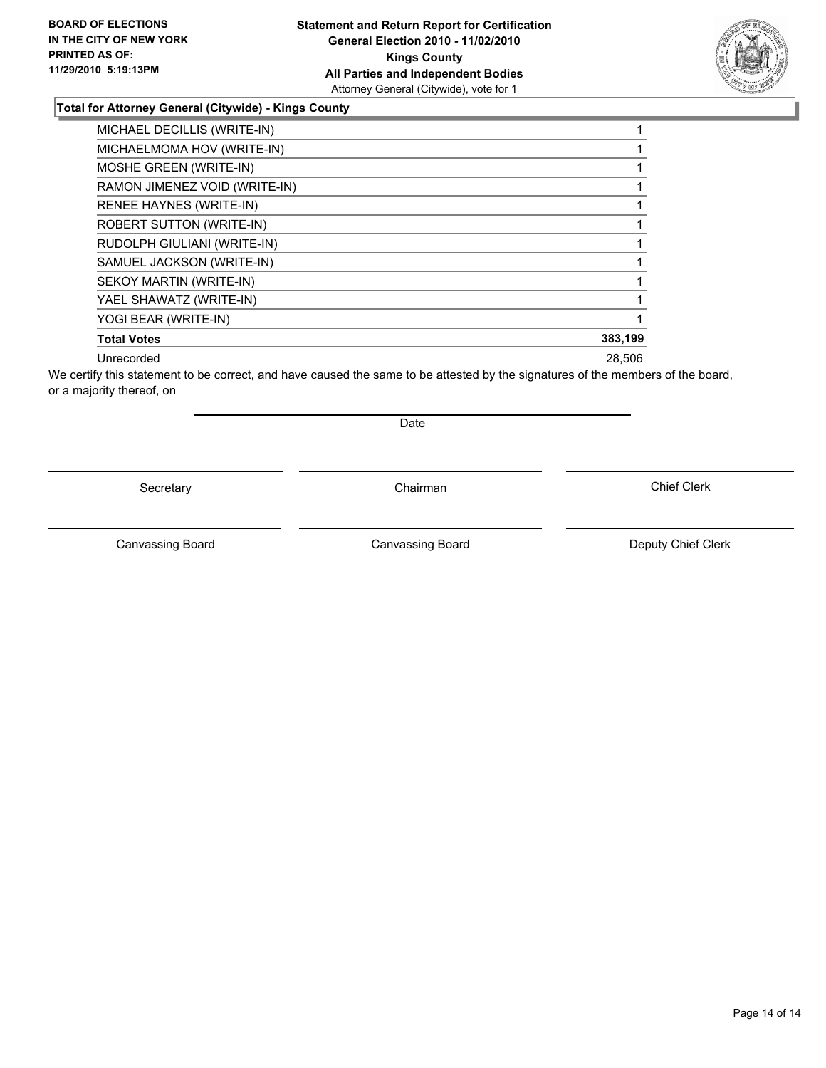**BOARD OF ELECTIONS IN THE CITY OF NEW YORK PRINTED AS OF: 11/29/2010 5:19:13PM**

**Statement and Return Report for Certification General Election 2010 - 11/02/2010 Kings County All Parties and Independent Bodies**

Attorney General (Citywide), vote for 1

**Total for Attorney General (Citywide) - Kings County**

| | |
|---|---|
| MICHAEL DECILLIS (WRITE-IN) | 1 |
| MICHAELMOMA HOV (WRITE-IN) | 1 |
| MOSHE GREEN (WRITE-IN) | 1 |
| RAMON JIMENEZ VOID (WRITE-IN) | 1 |
| RENEE HAYNES (WRITE-IN) | 1 |
| ROBERT SUTTON (WRITE-IN) | 1 |
| RUDOLPH GIULIANI (WRITE-IN) | 1 |
| SAMUEL JACKSON (WRITE-IN) | 1 |
| SEKOY MARTIN (WRITE-IN) | 1 |
| YAEL SHAWATZ (WRITE-IN) | 1 |
| YOGI BEAR (WRITE-IN) | 1 |
| **Total Votes** | **383,199** |
| Unrecorded | 28,506 |

We certify this statement to be correct, and have caused the same to be attested by the signatures of the members of the board, or a majority thereof, on

Date

Secretary

Chairman

Chief Clerk

Canvassing Board

Canvassing Board

Deputy Chief Clerk